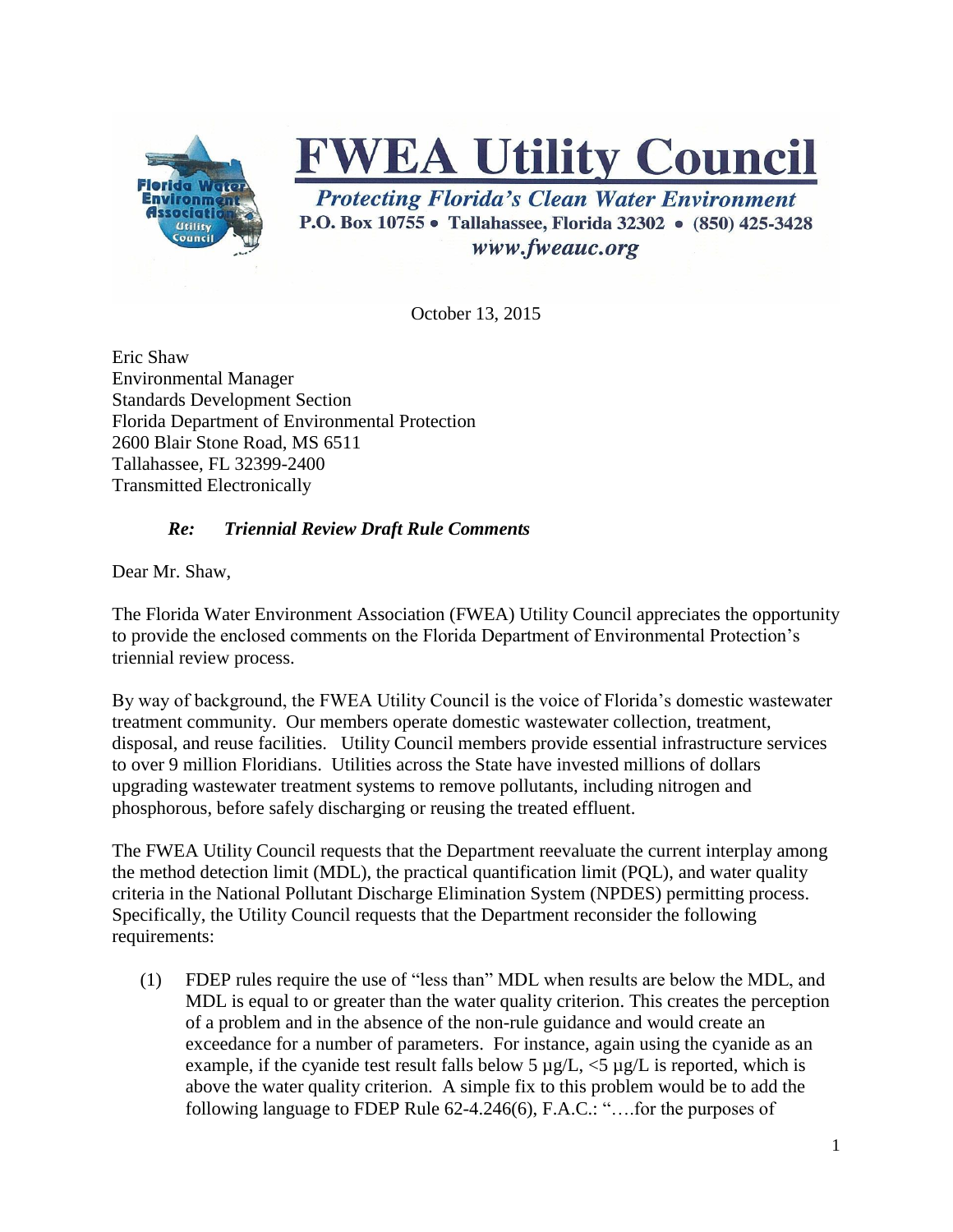# FWEA Utility Council

*Protecting Florida's Clean Water Environment*

**P.O. Box 10755 • Tallahassee, Florida 32302 • (850) 425-3428**

*www.fweauc.org*

October 13, 2015

Eric Shaw
Environmental Manager
Standards Development Section
Florida Department of Environmental Protection
2600 Blair Stone Road, MS 6511
Tallahassee, FL 32399-2400
Transmitted Electronically

***Re: Triennial Review Draft Rule Comments***

Dear Mr. Shaw,

The Florida Water Environment Association (FWEA) Utility Council appreciates the opportunity to provide the enclosed comments on the Florida Department of Environmental Protection's triennial review process.

By way of background, the FWEA Utility Council is the voice of Florida's domestic wastewater treatment community. Our members operate domestic wastewater collection, treatment, disposal, and reuse facilities. Utility Council members provide essential infrastructure services to over 9 million Floridians. Utilities across the State have invested millions of dollars upgrading wastewater treatment systems to remove pollutants, including nitrogen and phosphorous, before safely discharging or reusing the treated effluent.

The FWEA Utility Council requests that the Department reevaluate the current interplay among the method detection limit (MDL), the practical quantification limit (PQL), and water quality criteria in the National Pollutant Discharge Elimination System (NPDES) permitting process. Specifically, the Utility Council requests that the Department reconsider the following requirements:

(1) FDEP rules require the use of "less than" MDL when results are below the MDL, and MDL is equal to or greater than the water quality criterion. This creates the perception of a problem and in the absence of the non-rule guidance and would create an exceedance for a number of parameters. For instance, again using the cyanide as an example, if the cyanide test result falls below 5 µg/L, <5 µg/L is reported, which is above the water quality criterion. A simple fix to this problem would be to add the following language to FDEP Rule 62-4.246(6), F.A.C.: "….for the purposes of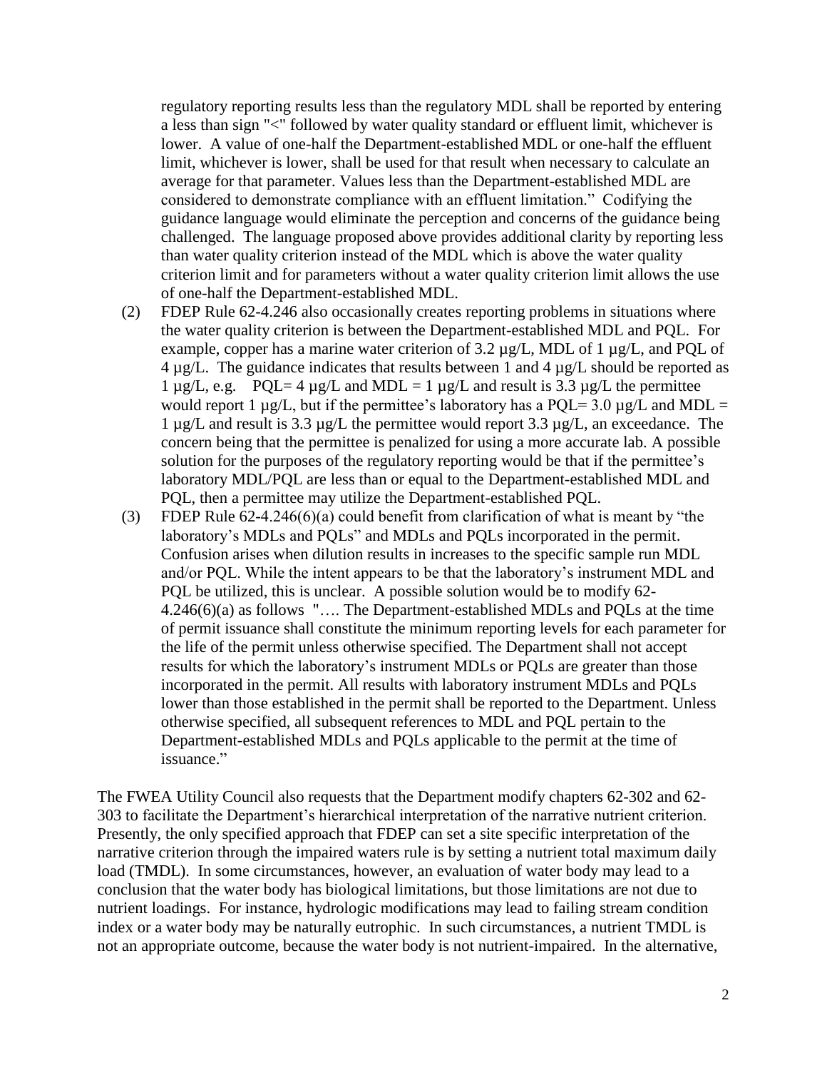regulatory reporting results less than the regulatory MDL shall be reported by entering a less than sign "<" followed by water quality standard or effluent limit, whichever is lower. A value of one-half the Department-established MDL or one-half the effluent limit, whichever is lower, shall be used for that result when necessary to calculate an average for that parameter. Values less than the Department-established MDL are considered to demonstrate compliance with an effluent limitation." Codifying the guidance language would eliminate the perception and concerns of the guidance being challenged. The language proposed above provides additional clarity by reporting less than water quality criterion instead of the MDL which is above the water quality criterion limit and for parameters without a water quality criterion limit allows the use of one-half the Department-established MDL.

(2) FDEP Rule 62-4.246 also occasionally creates reporting problems in situations where the water quality criterion is between the Department-established MDL and PQL. For example, copper has a marine water criterion of 3.2 µg/L, MDL of 1 µg/L, and PQL of 4 µg/L. The guidance indicates that results between 1 and 4 µg/L should be reported as 1 µg/L, e.g. PQL= 4 µg/L and MDL = 1 µg/L and result is 3.3 µg/L the permittee would report 1 µg/L, but if the permittee's laboratory has a PQL= 3.0 µg/L and MDL = 1 µg/L and result is 3.3 µg/L the permittee would report 3.3 µg/L, an exceedance. The concern being that the permittee is penalized for using a more accurate lab. A possible solution for the purposes of the regulatory reporting would be that if the permittee's laboratory MDL/PQL are less than or equal to the Department-established MDL and PQL, then a permittee may utilize the Department-established PQL.

(3) FDEP Rule 62-4.246(6)(a) could benefit from clarification of what is meant by "the laboratory's MDLs and PQLs" and MDLs and PQLs incorporated in the permit. Confusion arises when dilution results in increases to the specific sample run MDL and/or PQL. While the intent appears to be that the laboratory's instrument MDL and PQL be utilized, this is unclear. A possible solution would be to modify 62-4.246(6)(a) as follows "…. The Department-established MDLs and PQLs at the time of permit issuance shall constitute the minimum reporting levels for each parameter for the life of the permit unless otherwise specified. The Department shall not accept results for which the laboratory's instrument MDLs or PQLs are greater than those incorporated in the permit. All results with laboratory instrument MDLs and PQLs lower than those established in the permit shall be reported to the Department. Unless otherwise specified, all subsequent references to MDL and PQL pertain to the Department-established MDLs and PQLs applicable to the permit at the time of issuance."

The FWEA Utility Council also requests that the Department modify chapters 62-302 and 62-303 to facilitate the Department's hierarchical interpretation of the narrative nutrient criterion. Presently, the only specified approach that FDEP can set a site specific interpretation of the narrative criterion through the impaired waters rule is by setting a nutrient total maximum daily load (TMDL). In some circumstances, however, an evaluation of water body may lead to a conclusion that the water body has biological limitations, but those limitations are not due to nutrient loadings. For instance, hydrologic modifications may lead to failing stream condition index or a water body may be naturally eutrophic. In such circumstances, a nutrient TMDL is not an appropriate outcome, because the water body is not nutrient-impaired. In the alternative,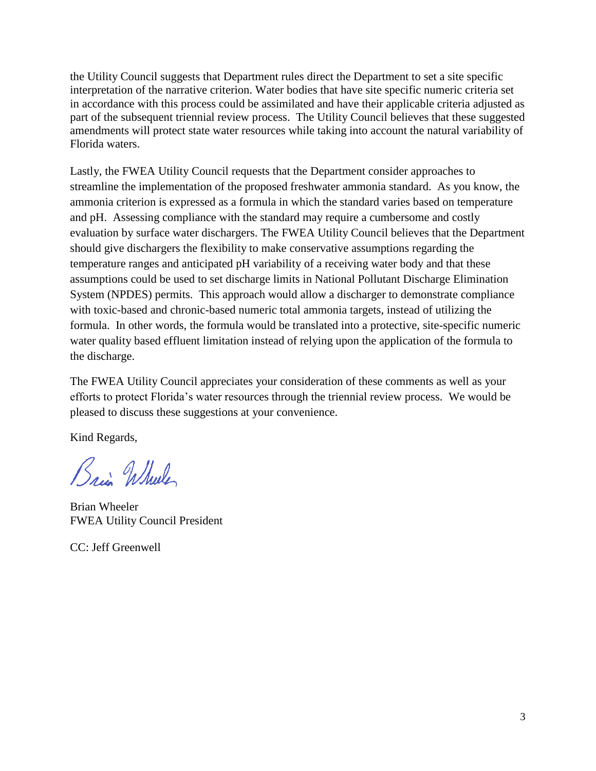the Utility Council suggests that Department rules direct the Department to set a site specific interpretation of the narrative criterion. Water bodies that have site specific numeric criteria set in accordance with this process could be assimilated and have their applicable criteria adjusted as part of the subsequent triennial review process. The Utility Council believes that these suggested amendments will protect state water resources while taking into account the natural variability of Florida waters.

Lastly, the FWEA Utility Council requests that the Department consider approaches to streamline the implementation of the proposed freshwater ammonia standard. As you know, the ammonia criterion is expressed as a formula in which the standard varies based on temperature and pH. Assessing compliance with the standard may require a cumbersome and costly evaluation by surface water dischargers. The FWEA Utility Council believes that the Department should give dischargers the flexibility to make conservative assumptions regarding the temperature ranges and anticipated pH variability of a receiving water body and that these assumptions could be used to set discharge limits in National Pollutant Discharge Elimination System (NPDES) permits. This approach would allow a discharger to demonstrate compliance with toxic-based and chronic-based numeric total ammonia targets, instead of utilizing the formula. In other words, the formula would be translated into a protective, site-specific numeric water quality based effluent limitation instead of relying upon the application of the formula to the discharge.

The FWEA Utility Council appreciates your consideration of these comments as well as your efforts to protect Florida's water resources through the triennial review process. We would be pleased to discuss these suggestions at your convenience.

Kind Regards,

Brian Wheeler

Brian Wheeler
FWEA Utility Council President

CC: Jeff Greenwell